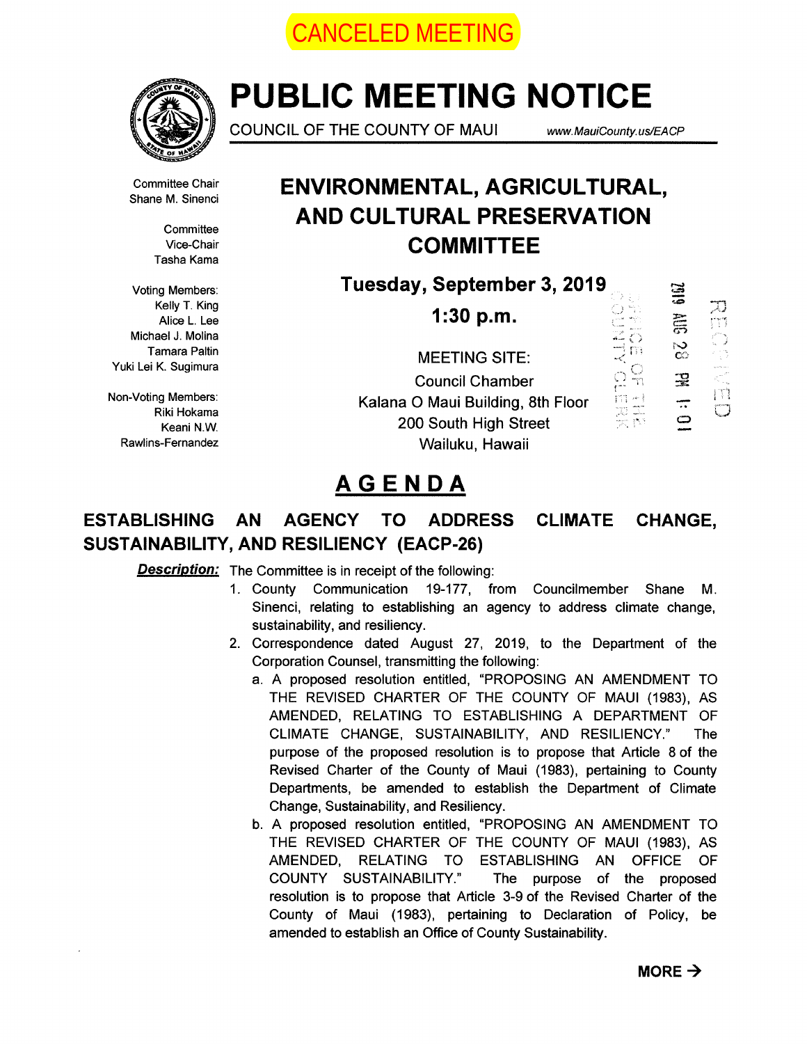CANCELED MEETING

# PUBLIC MEETING NOTICE

COUNCIL OF THE COUNTY OF MAUI www.MauiCounty.us/EACP

Committee Chair
Shane M. Sinenci

Committee
Vice-Chair
Tasha Kama

Voting Members:
Kelly T. King
Alice L. Lee
Michael J. Molina
Tamara Paltin
Yuki Lei K. Sugimura

Non-Voting Members:
Riki Hokama
Keani N.W. Rawlins-Fernandez

## ENVIRONMENTAL, AGRICULTURAL, AND CULTURAL PRESERVATION COMMITTEE

**Tuesday, September 3, 2019**

**1:30 p.m.**

MEETING SITE:
Council Chamber
Kalana O Maui Building, 8th Floor
200 South High Street
Wailuku, Hawaii

OFFICE OF THE COUNTY CLERK
2019 AUG 28 PM 1:01
RECEIVED

## AGENDA

### ESTABLISHING AN AGENCY TO ADDRESS CLIMATE CHANGE, SUSTAINABILITY, AND RESILIENCY (EACP-26)

***Description:*** The Committee is in receipt of the following:

1. County Communication 19-177, from Councilmember Shane M. Sinenci, relating to establishing an agency to address climate change, sustainability, and resiliency.
2. Correspondence dated August 27, 2019, to the Department of the Corporation Counsel, transmitting the following:
   a. A proposed resolution entitled, "PROPOSING AN AMENDMENT TO THE REVISED CHARTER OF THE COUNTY OF MAUI (1983), AS AMENDED, RELATING TO ESTABLISHING A DEPARTMENT OF CLIMATE CHANGE, SUSTAINABILITY, AND RESILIENCY." The purpose of the proposed resolution is to propose that Article 8 of the Revised Charter of the County of Maui (1983), pertaining to County Departments, be amended to establish the Department of Climate Change, Sustainability, and Resiliency.
   b. A proposed resolution entitled, "PROPOSING AN AMENDMENT TO THE REVISED CHARTER OF THE COUNTY OF MAUI (1983), AS AMENDED, RELATING TO ESTABLISHING AN OFFICE OF COUNTY SUSTAINABILITY." The purpose of the proposed resolution is to propose that Article 3-9 of the Revised Charter of the County of Maui (1983), pertaining to Declaration of Policy, be amended to establish an Office of County Sustainability.

**MORE →**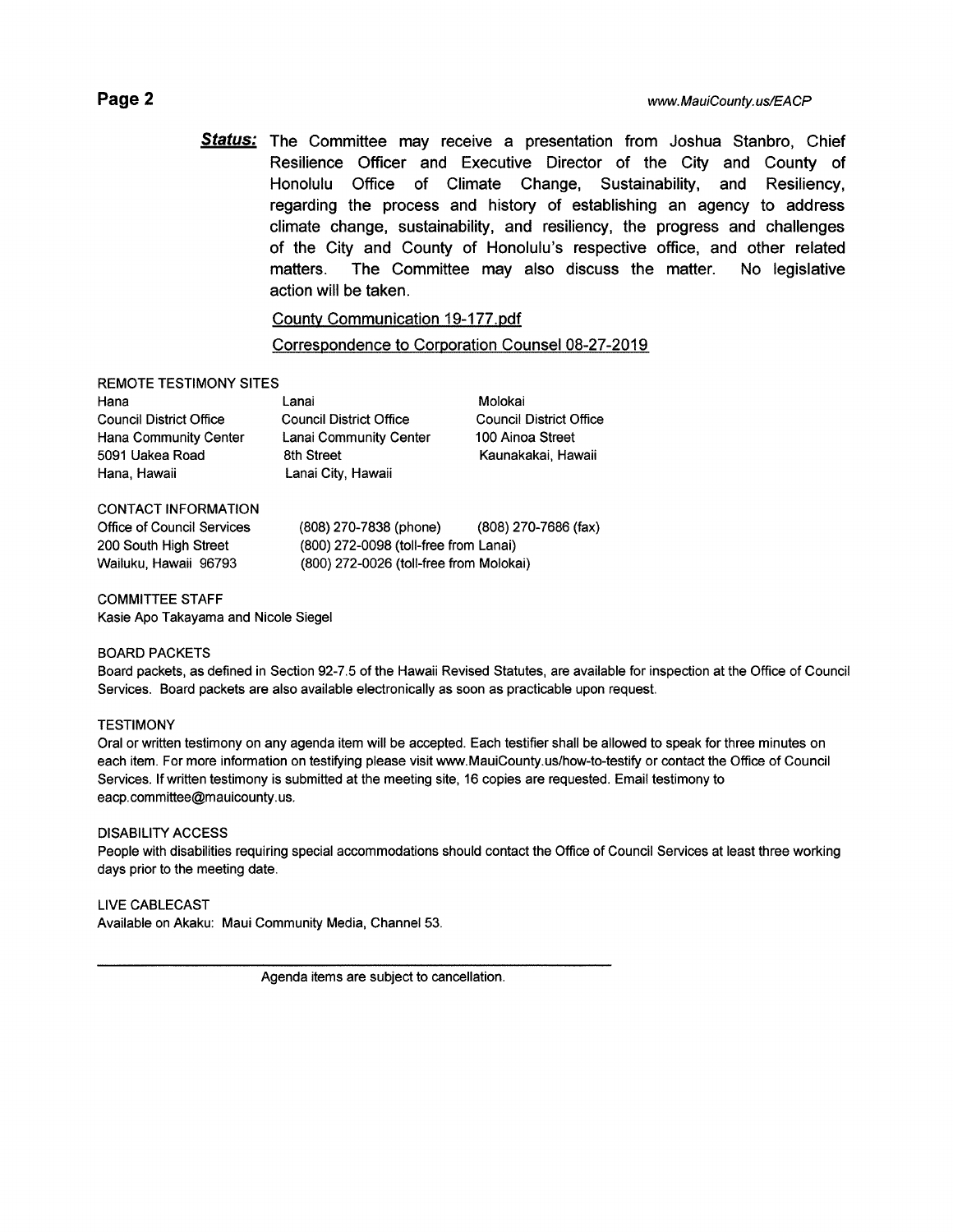***Status:*** The Committee may receive a presentation from Joshua Stanbro, Chief Resilience Officer and Executive Director of the City and County of Honolulu Office of Climate Change, Sustainability, and Resiliency, regarding the process and history of establishing an agency to address climate change, sustainability, and resiliency, the progress and challenges of the City and County of Honolulu's respective office, and other related matters. The Committee may also discuss the matter. No legislative action will be taken.

County Communication 19-177.pdf

Correspondence to Corporation Counsel 08-27-2019

REMOTE TESTIMONY SITES

| Hana | Lanai | Molokai |
|---|---|---|
| Council District Office | Council District Office | Council District Office |
| Hana Community Center | Lanai Community Center | 100 Ainoa Street |
| 5091 Uakea Road | 8th Street | Kaunakakai, Hawaii |
| Hana, Hawaii | Lanai City, Hawaii | |

CONTACT INFORMATION

| | | |
|---|---|---|
| Office of Council Services | (808) 270-7838 (phone) | (808) 270-7686 (fax) |
| 200 South High Street | (800) 272-0098 (toll-free from Lanai) | |
| Wailuku, Hawaii 96793 | (800) 272-0026 (toll-free from Molokai) | |

COMMITTEE STAFF

Kasie Apo Takayama and Nicole Siegel

BOARD PACKETS

Board packets, as defined in Section 92-7.5 of the Hawaii Revised Statutes, are available for inspection at the Office of Council Services. Board packets are also available electronically as soon as practicable upon request.

TESTIMONY

Oral or written testimony on any agenda item will be accepted. Each testifier shall be allowed to speak for three minutes on each item. For more information on testifying please visit www.MauiCounty.us/how-to-testify or contact the Office of Council Services. If written testimony is submitted at the meeting site, 16 copies are requested. Email testimony to eacp.committee@mauicounty.us.

DISABILITY ACCESS

People with disabilities requiring special accommodations should contact the Office of Council Services at least three working days prior to the meeting date.

LIVE CABLECAST

Available on Akaku: Maui Community Media, Channel 53.

---

Agenda items are subject to cancellation.